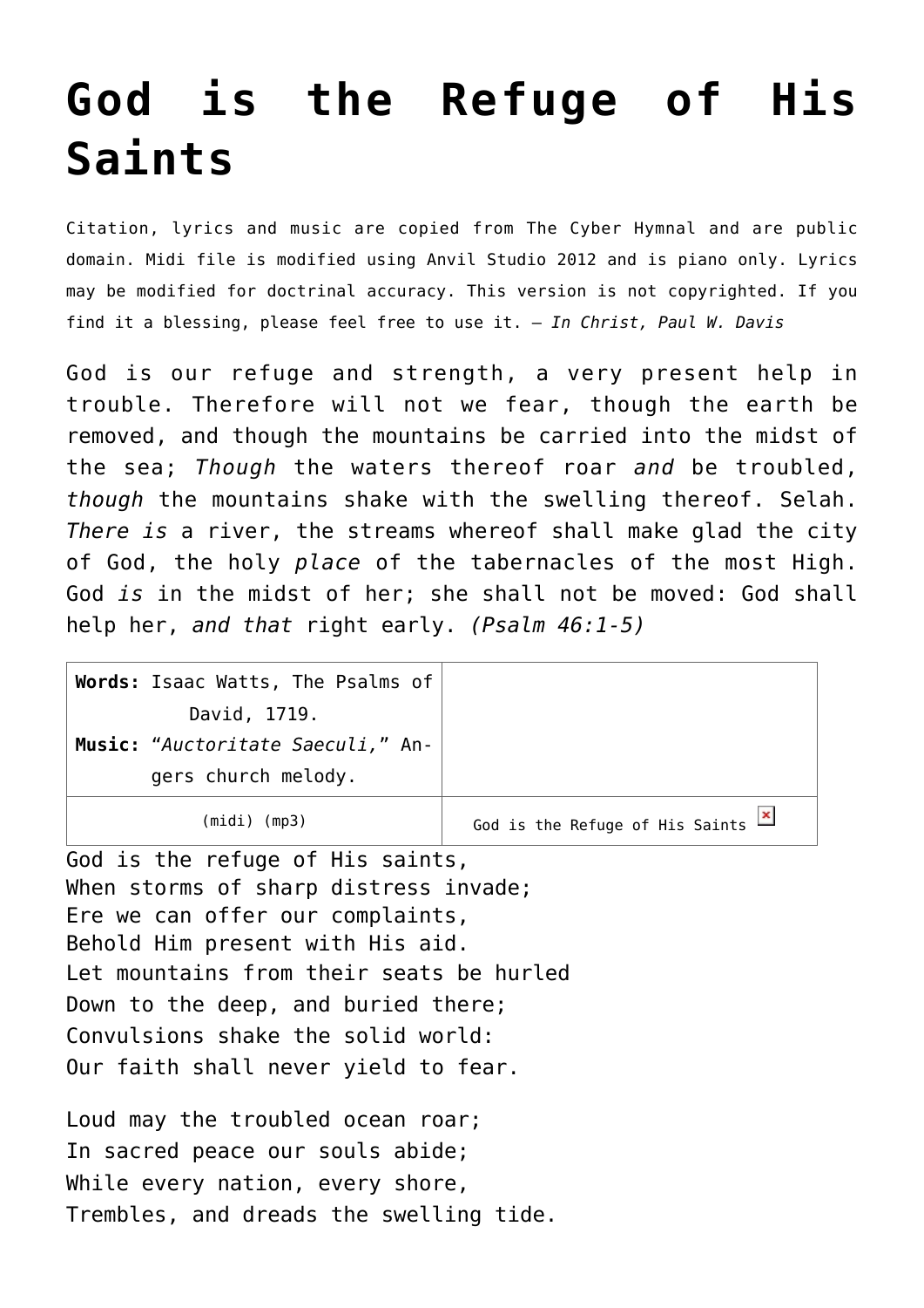# God is the Refuge of His Saints

Citation, lyrics and music are copied from The Cyber Hymnal and are public domain. Midi file is modified using Anvil Studio 2012 and is piano only. Lyrics may be modified for doctrinal accuracy. This version is not copyrighted. If you find it a blessing, please feel free to use it. – *In Christ, Paul W. Davis*

God is our refuge and strength, a very present help in trouble. Therefore will not we fear, though the earth be removed, and though the mountains be carried into the midst of the sea; *Though* the waters thereof roar *and* be troubled, *though* the mountains shake with the swelling thereof. Selah. *There is* a river, the streams whereof shall make glad the city of God, the holy *place* of the tabernacles of the most High. God *is* in the midst of her; she shall not be moved: God shall help her, *and that* right early. *(Psalm 46:1-5)*

| **Words:** Isaac Watts, The Psalms of David, 1719. **Music:** “*Auctoritate Saeculi,*” Angers church melody. | |
| --- | --- |
| (midi) (mp3) | God is the Refuge of His Saints |

God is the refuge of His saints,
When storms of sharp distress invade;
Ere we can offer our complaints,
Behold Him present with His aid.
Let mountains from their seats be hurled
Down to the deep, and buried there;
Convulsions shake the solid world:
Our faith shall never yield to fear.

Loud may the troubled ocean roar;
In sacred peace our souls abide;
While every nation, every shore,
Trembles, and dreads the swelling tide.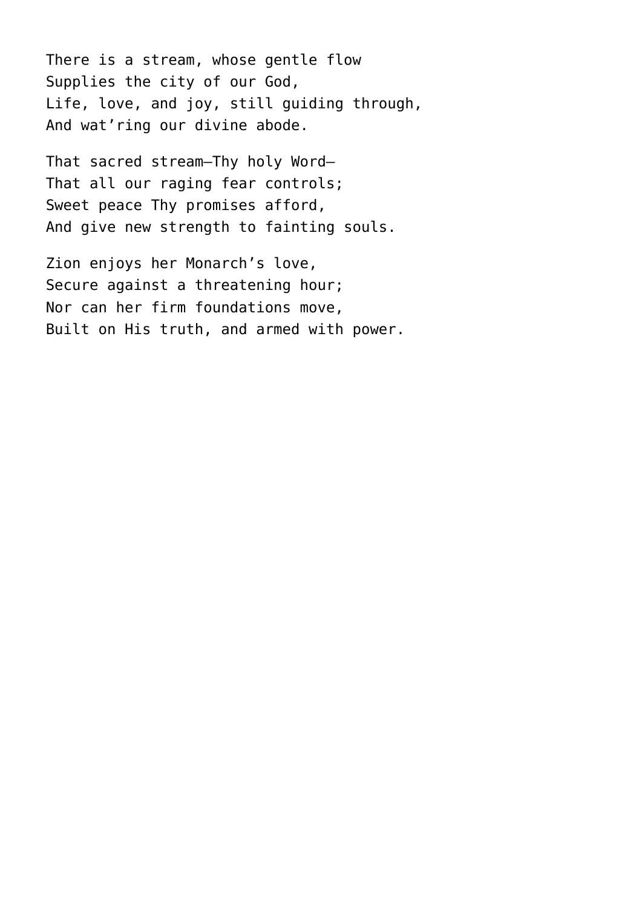There is a stream, whose gentle flow
Supplies the city of our God,
Life, love, and joy, still guiding through,
And wat’ring our divine abode.

That sacred stream—Thy holy Word—
That all our raging fear controls;
Sweet peace Thy promises afford,
And give new strength to fainting souls.

Zion enjoys her Monarch’s love,
Secure against a threatening hour;
Nor can her firm foundations move,
Built on His truth, and armed with power.